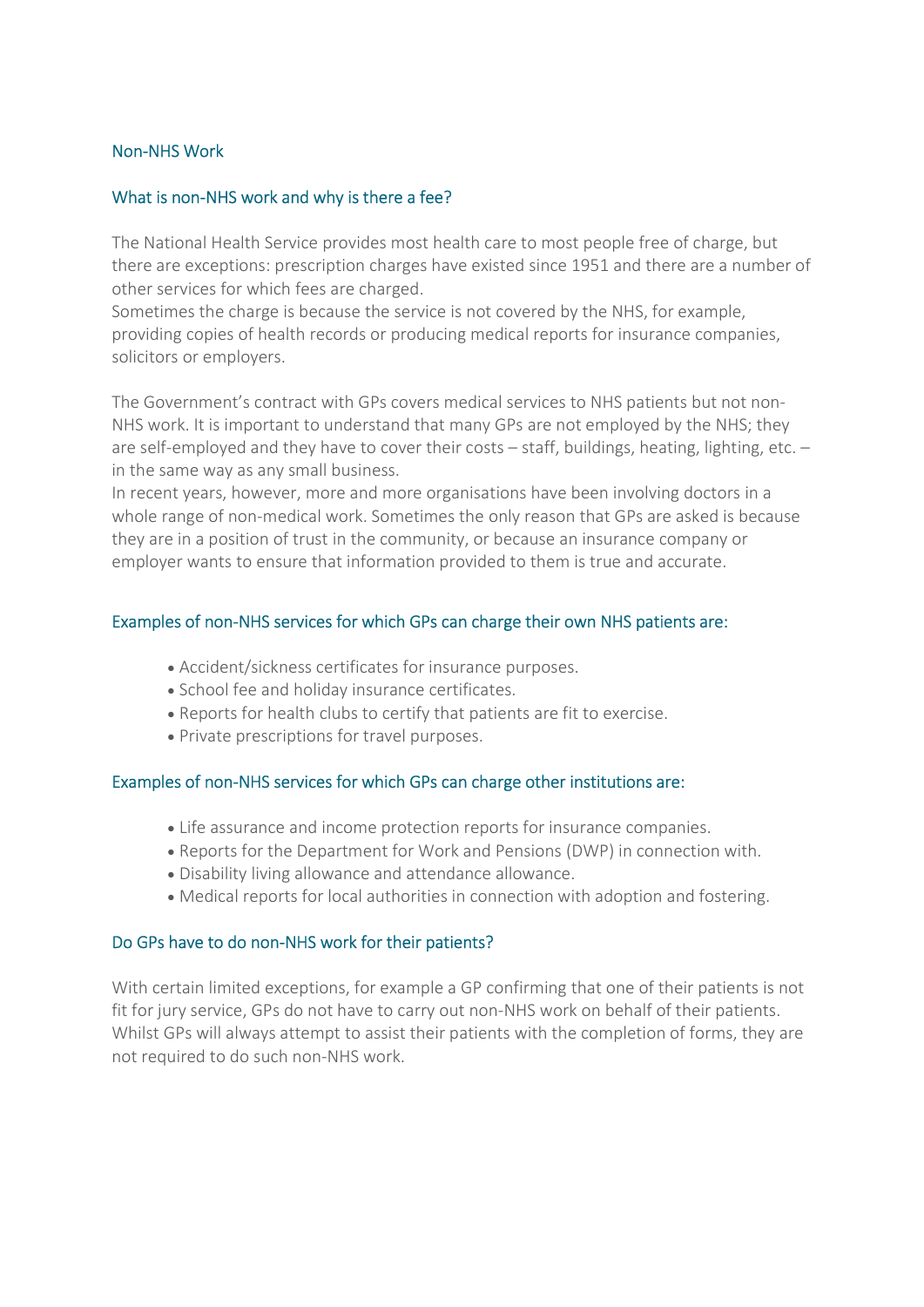# Non-NHS Work

## What is non-NHS work and why is there a fee?

The National Health Service provides most health care to most people free of charge, but there are exceptions: prescription charges have existed since 1951 and there are a number of other services for which fees are charged.
Sometimes the charge is because the service is not covered by the NHS, for example, providing copies of health records or producing medical reports for insurance companies, solicitors or employers.

The Government's contract with GPs covers medical services to NHS patients but not non-NHS work. It is important to understand that many GPs are not employed by the NHS; they are self-employed and they have to cover their costs – staff, buildings, heating, lighting, etc. – in the same way as any small business.
In recent years, however, more and more organisations have been involving doctors in a whole range of non-medical work. Sometimes the only reason that GPs are asked is because they are in a position of trust in the community, or because an insurance company or employer wants to ensure that information provided to them is true and accurate.

## Examples of non-NHS services for which GPs can charge their own NHS patients are:

- Accident/sickness certificates for insurance purposes.
- School fee and holiday insurance certificates.
- Reports for health clubs to certify that patients are fit to exercise.
- Private prescriptions for travel purposes.

## Examples of non-NHS services for which GPs can charge other institutions are:

- Life assurance and income protection reports for insurance companies.
- Reports for the Department for Work and Pensions (DWP) in connection with.
- Disability living allowance and attendance allowance.
- Medical reports for local authorities in connection with adoption and fostering.

## Do GPs have to do non-NHS work for their patients?

With certain limited exceptions, for example a GP confirming that one of their patients is not fit for jury service, GPs do not have to carry out non-NHS work on behalf of their patients. Whilst GPs will always attempt to assist their patients with the completion of forms, they are not required to do such non-NHS work.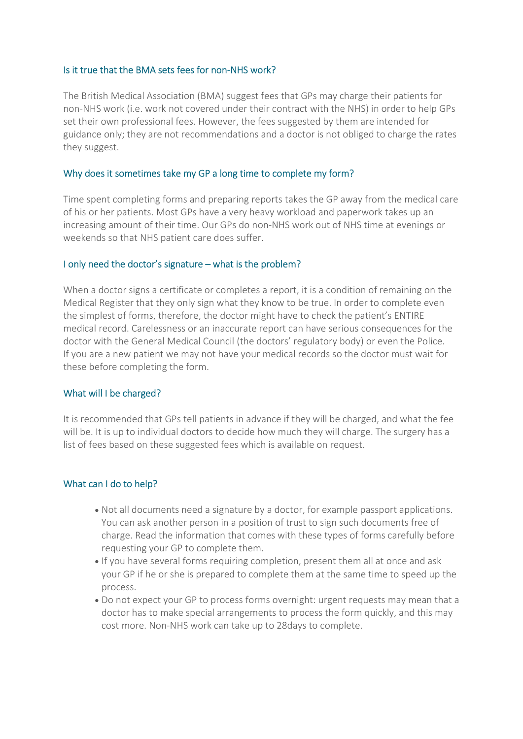### Is it true that the BMA sets fees for non-NHS work?

The British Medical Association (BMA) suggest fees that GPs may charge their patients for non-NHS work (i.e. work not covered under their contract with the NHS) in order to help GPs set their own professional fees. However, the fees suggested by them are intended for guidance only; they are not recommendations and a doctor is not obliged to charge the rates they suggest.

### Why does it sometimes take my GP a long time to complete my form?

Time spent completing forms and preparing reports takes the GP away from the medical care of his or her patients. Most GPs have a very heavy workload and paperwork takes up an increasing amount of their time. Our GPs do non-NHS work out of NHS time at evenings or weekends so that NHS patient care does suffer.

### I only need the doctor's signature – what is the problem?

When a doctor signs a certificate or completes a report, it is a condition of remaining on the Medical Register that they only sign what they know to be true. In order to complete even the simplest of forms, therefore, the doctor might have to check the patient's ENTIRE medical record. Carelessness or an inaccurate report can have serious consequences for the doctor with the General Medical Council (the doctors' regulatory body) or even the Police. If you are a new patient we may not have your medical records so the doctor must wait for these before completing the form.

### What will I be charged?

It is recommended that GPs tell patients in advance if they will be charged, and what the fee will be. It is up to individual doctors to decide how much they will charge. The surgery has a list of fees based on these suggested fees which is available on request.

### What can I do to help?

- Not all documents need a signature by a doctor, for example passport applications. You can ask another person in a position of trust to sign such documents free of charge. Read the information that comes with these types of forms carefully before requesting your GP to complete them.
- If you have several forms requiring completion, present them all at once and ask your GP if he or she is prepared to complete them at the same time to speed up the process.
- Do not expect your GP to process forms overnight: urgent requests may mean that a doctor has to make special arrangements to process the form quickly, and this may cost more. Non-NHS work can take up to 28days to complete.